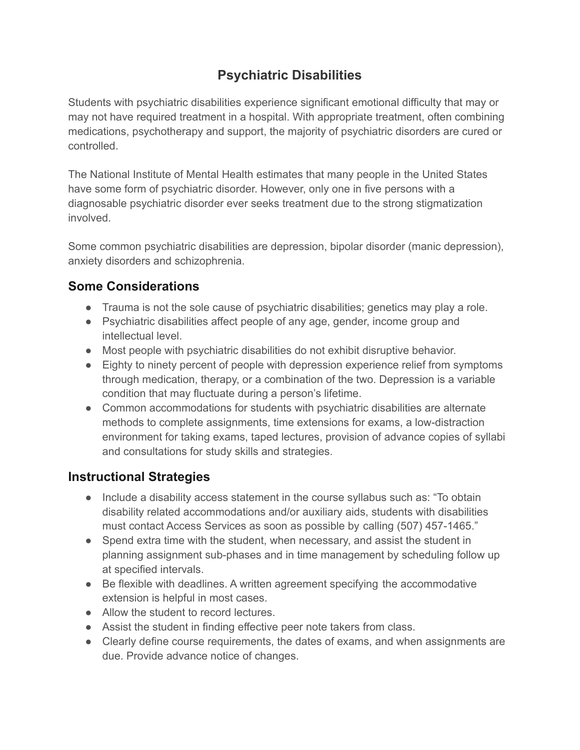# Psychiatric Disabilities

Students with psychiatric disabilities experience significant emotional difficulty that may or may not have required treatment in a hospital. With appropriate treatment, often combining medications, psychotherapy and support, the majority of psychiatric disorders are cured or controlled.

The National Institute of Mental Health estimates that many people in the United States have some form of psychiatric disorder. However, only one in five persons with a diagnosable psychiatric disorder ever seeks treatment due to the strong stigmatization involved.

Some common psychiatric disabilities are depression, bipolar disorder (manic depression), anxiety disorders and schizophrenia.

## Some Considerations

- Trauma is not the sole cause of psychiatric disabilities; genetics may play a role.
- Psychiatric disabilities affect people of any age, gender, income group and intellectual level.
- Most people with psychiatric disabilities do not exhibit disruptive behavior.
- Eighty to ninety percent of people with depression experience relief from symptoms through medication, therapy, or a combination of the two. Depression is a variable condition that may fluctuate during a person's lifetime.
- Common accommodations for students with psychiatric disabilities are alternate methods to complete assignments, time extensions for exams, a low-distraction environment for taking exams, taped lectures, provision of advance copies of syllabi and consultations for study skills and strategies.

## Instructional Strategies

- Include a disability access statement in the course syllabus such as: "To obtain disability related accommodations and/or auxiliary aids, students with disabilities must contact Access Services as soon as possible by calling (507) 457-1465."
- Spend extra time with the student, when necessary, and assist the student in planning assignment sub-phases and in time management by scheduling follow up at specified intervals.
- Be flexible with deadlines. A written agreement specifying the accommodative extension is helpful in most cases.
- Allow the student to record lectures.
- Assist the student in finding effective peer note takers from class.
- Clearly define course requirements, the dates of exams, and when assignments are due. Provide advance notice of changes.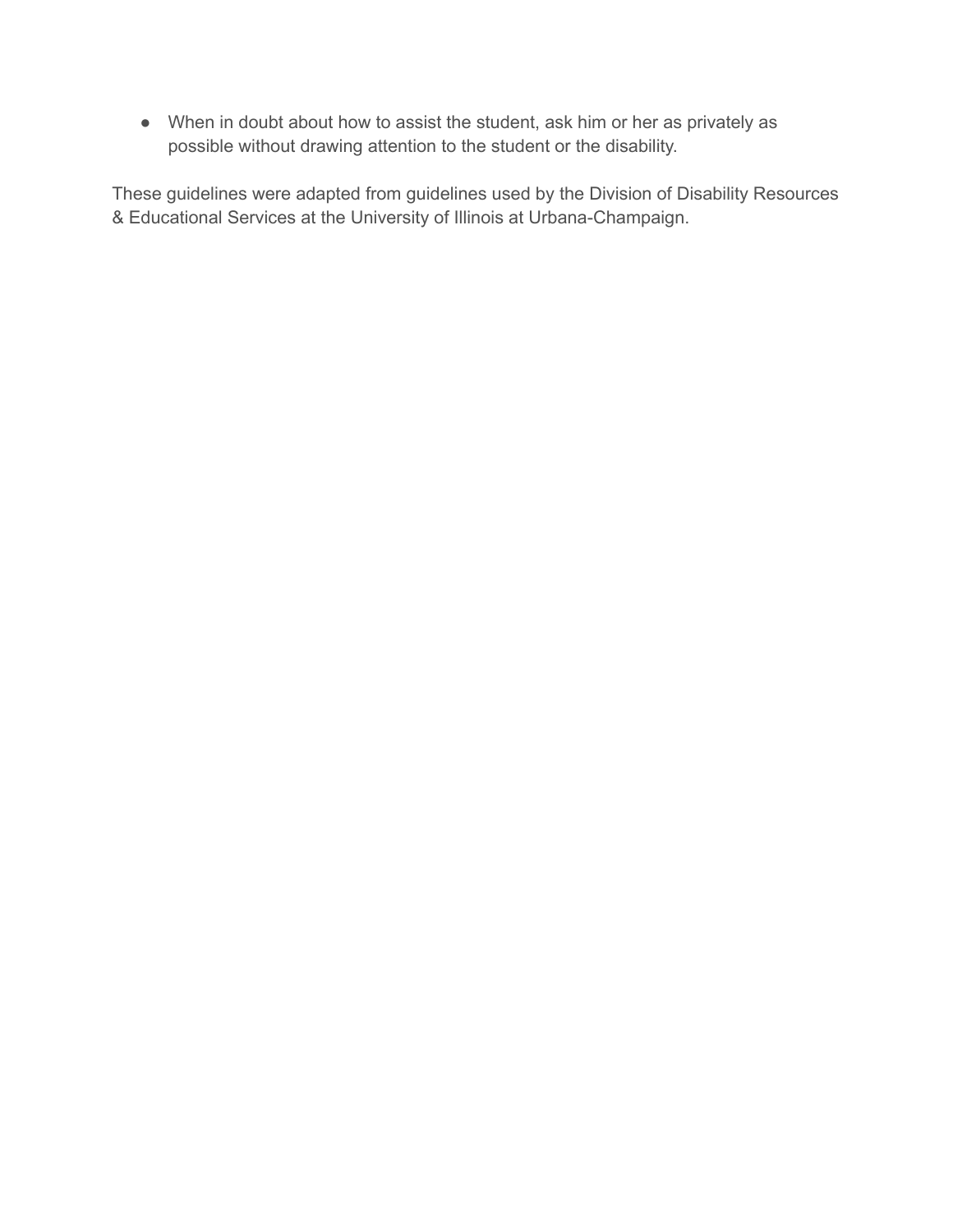- When in doubt about how to assist the student, ask him or her as privately as possible without drawing attention to the student or the disability.

These guidelines were adapted from guidelines used by the Division of Disability Resources & Educational Services at the University of Illinois at Urbana-Champaign.